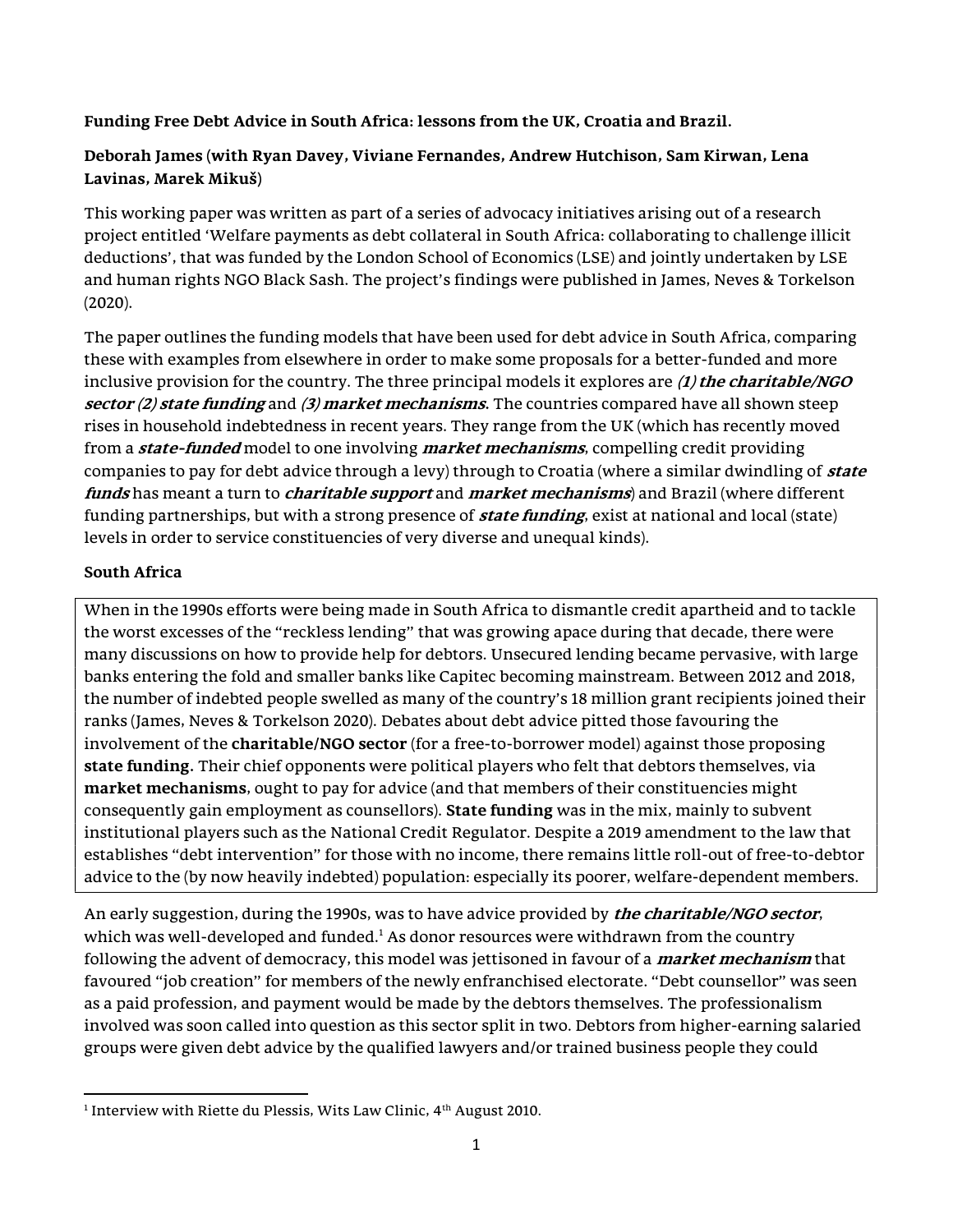**Funding Free Debt Advice in South Africa: lessons from the UK, Croatia and Brazil.**

**Deborah James (with Ryan Davey, Viviane Fernandes, Andrew Hutchison, Sam Kirwan, Lena Lavinas, Marek Mikuš)**

This working paper was written as part of a series of advocacy initiatives arising out of a research project entitled 'Welfare payments as debt collateral in South Africa: collaborating to challenge illicit deductions', that was funded by the London School of Economics (LSE) and jointly undertaken by LSE and human rights NGO Black Sash. The project's findings were published in James, Neves & Torkelson (2020).

The paper outlines the funding models that have been used for debt advice in South Africa, comparing these with examples from elsewhere in order to make some proposals for a better-funded and more inclusive provision for the country. The three principal models it explores are ***(1) the charitable/NGO sector (2) state funding*** and ***(3) market mechanisms***. The countries compared have all shown steep rises in household indebtedness in recent years. They range from the UK (which has recently moved from a ***state-funded*** model to one involving ***market mechanisms***, compelling credit providing companies to pay for debt advice through a levy) through to Croatia (where a similar dwindling of ***state funds*** has meant a turn to ***charitable support*** and ***market mechanisms***) and Brazil (where different funding partnerships, but with a strong presence of ***state funding***, exist at national and local (state) levels in order to service constituencies of very diverse and unequal kinds).

**South Africa**

When in the 1990s efforts were being made in South Africa to dismantle credit apartheid and to tackle the worst excesses of the "reckless lending" that was growing apace during that decade, there were many discussions on how to provide help for debtors. Unsecured lending became pervasive, with large banks entering the fold and smaller banks like Capitec becoming mainstream. Between 2012 and 2018, the number of indebted people swelled as many of the country's 18 million grant recipients joined their ranks (James, Neves & Torkelson 2020). Debates about debt advice pitted those favouring the involvement of the **charitable/NGO sector** (for a free-to-borrower model) against those proposing **state funding.** Their chief opponents were political players who felt that debtors themselves, via **market mechanisms**, ought to pay for advice (and that members of their constituencies might consequently gain employment as counsellors). **State funding** was in the mix, mainly to subvent institutional players such as the National Credit Regulator. Despite a 2019 amendment to the law that establishes "debt intervention" for those with no income, there remains little roll-out of free-to-debtor advice to the (by now heavily indebted) population: especially its poorer, welfare-dependent members.

An early suggestion, during the 1990s, was to have advice provided by ***the charitable/NGO sector***, which was well-developed and funded.[1] As donor resources were withdrawn from the country following the advent of democracy, this model was jettisoned in favour of a ***market mechanism*** that favoured "job creation" for members of the newly enfranchised electorate. "Debt counsellor" was seen as a paid profession, and payment would be made by the debtors themselves. The professionalism involved was soon called into question as this sector split in two. Debtors from higher-earning salaried groups were given debt advice by the qualified lawyers and/or trained business people they could

[1] Interview with Riette du Plessis, Wits Law Clinic, 4th August 2010.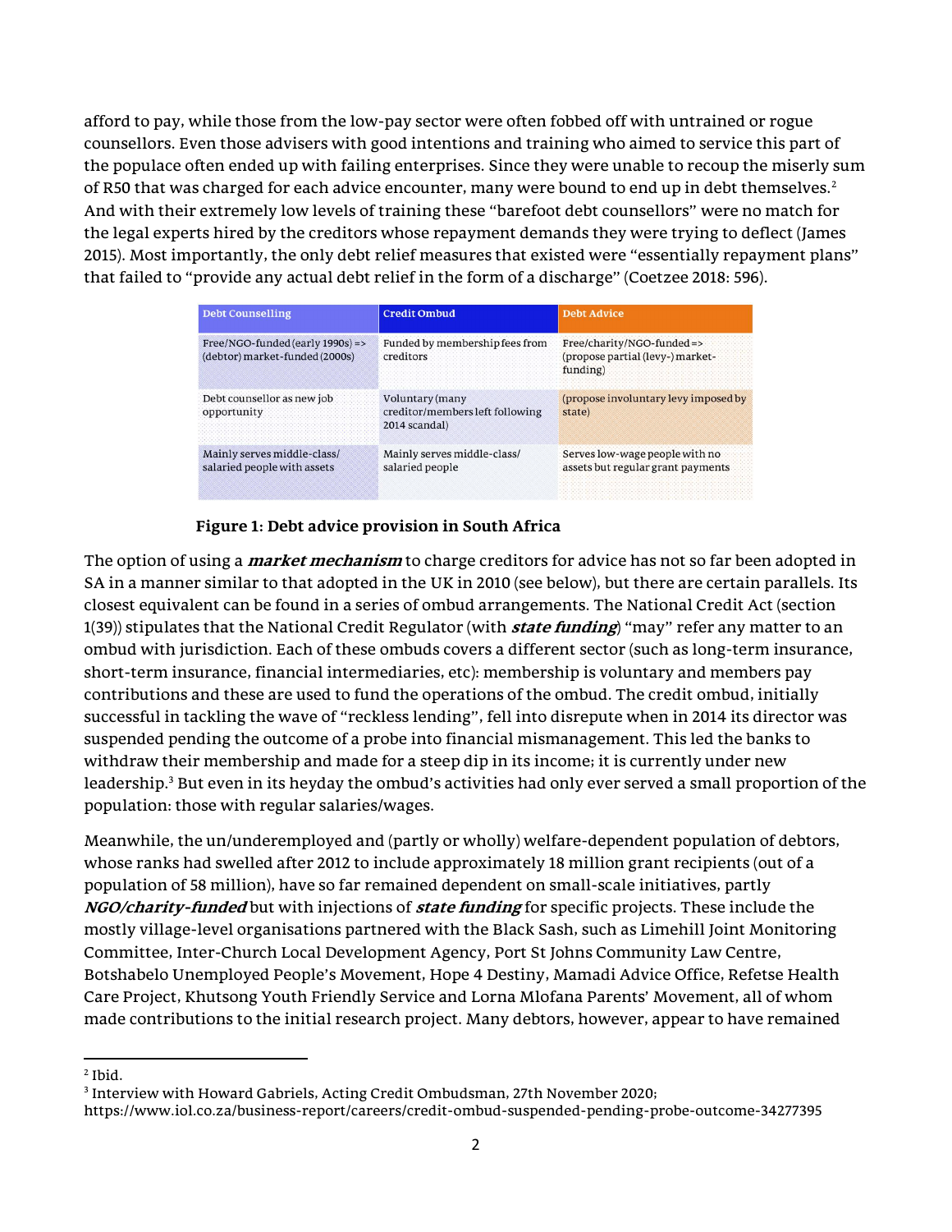afford to pay, while those from the low-pay sector were often fobbed off with untrained or rogue counsellors. Even those advisers with good intentions and training who aimed to service this part of the populace often ended up with failing enterprises. Since they were unable to recoup the miserly sum of R50 that was charged for each advice encounter, many were bound to end up in debt themselves.[2] And with their extremely low levels of training these "barefoot debt counsellors" were no match for the legal experts hired by the creditors whose repayment demands they were trying to deflect (James 2015). Most importantly, the only debt relief measures that existed were "essentially repayment plans" that failed to "provide any actual debt relief in the form of a discharge" (Coetzee 2018: 596).

| Debt Counselling | Credit Ombud | Debt Advice |
|---|---|---|
| Free/NGO-funded (early 1990s) => (debtor) market-funded (2000s) | Funded by membership fees from creditors | Free/charity/NGO-funded => (propose partial (levy-) market-funding) |
| Debt counsellor as new job opportunity | Voluntary (many creditor/members left following 2014 scandal) | (propose involuntary levy imposed by state) |
| Mainly serves middle-class/ salaried people with assets | Mainly serves middle-class/ salaried people | Serves low-wage people with no assets but regular grant payments |

**Figure 1: Debt advice provision in South Africa**

The option of using a ***market mechanism*** to charge creditors for advice has not so far been adopted in SA in a manner similar to that adopted in the UK in 2010 (see below), but there are certain parallels. Its closest equivalent can be found in a series of ombud arrangements. The National Credit Act (section 1(39)) stipulates that the National Credit Regulator (with ***state funding***) "may" refer any matter to an ombud with jurisdiction. Each of these ombuds covers a different sector (such as long-term insurance, short-term insurance, financial intermediaries, etc): membership is voluntary and members pay contributions and these are used to fund the operations of the ombud. The credit ombud, initially successful in tackling the wave of "reckless lending", fell into disrepute when in 2014 its director was suspended pending the outcome of a probe into financial mismanagement. This led the banks to withdraw their membership and made for a steep dip in its income; it is currently under new leadership.[3] But even in its heyday the ombud's activities had only ever served a small proportion of the population: those with regular salaries/wages.

Meanwhile, the un/underemployed and (partly or wholly) welfare-dependent population of debtors, whose ranks had swelled after 2012 to include approximately 18 million grant recipients (out of a population of 58 million), have so far remained dependent on small-scale initiatives, partly ***NGO/charity-funded*** but with injections of ***state funding*** for specific projects. These include the mostly village-level organisations partnered with the Black Sash, such as Limehill Joint Monitoring Committee, Inter-Church Local Development Agency, Port St Johns Community Law Centre, Botshabelo Unemployed People's Movement, Hope 4 Destiny, Mamadi Advice Office, Refetse Health Care Project, Khutsong Youth Friendly Service and Lorna Mlofana Parents' Movement, all of whom made contributions to the initial research project. Many debtors, however, appear to have remained

---

[2] Ibid.

[3] Interview with Howard Gabriels, Acting Credit Ombudsman, 27th November 2020; https://www.iol.co.za/business-report/careers/credit-ombud-suspended-pending-probe-outcome-34277395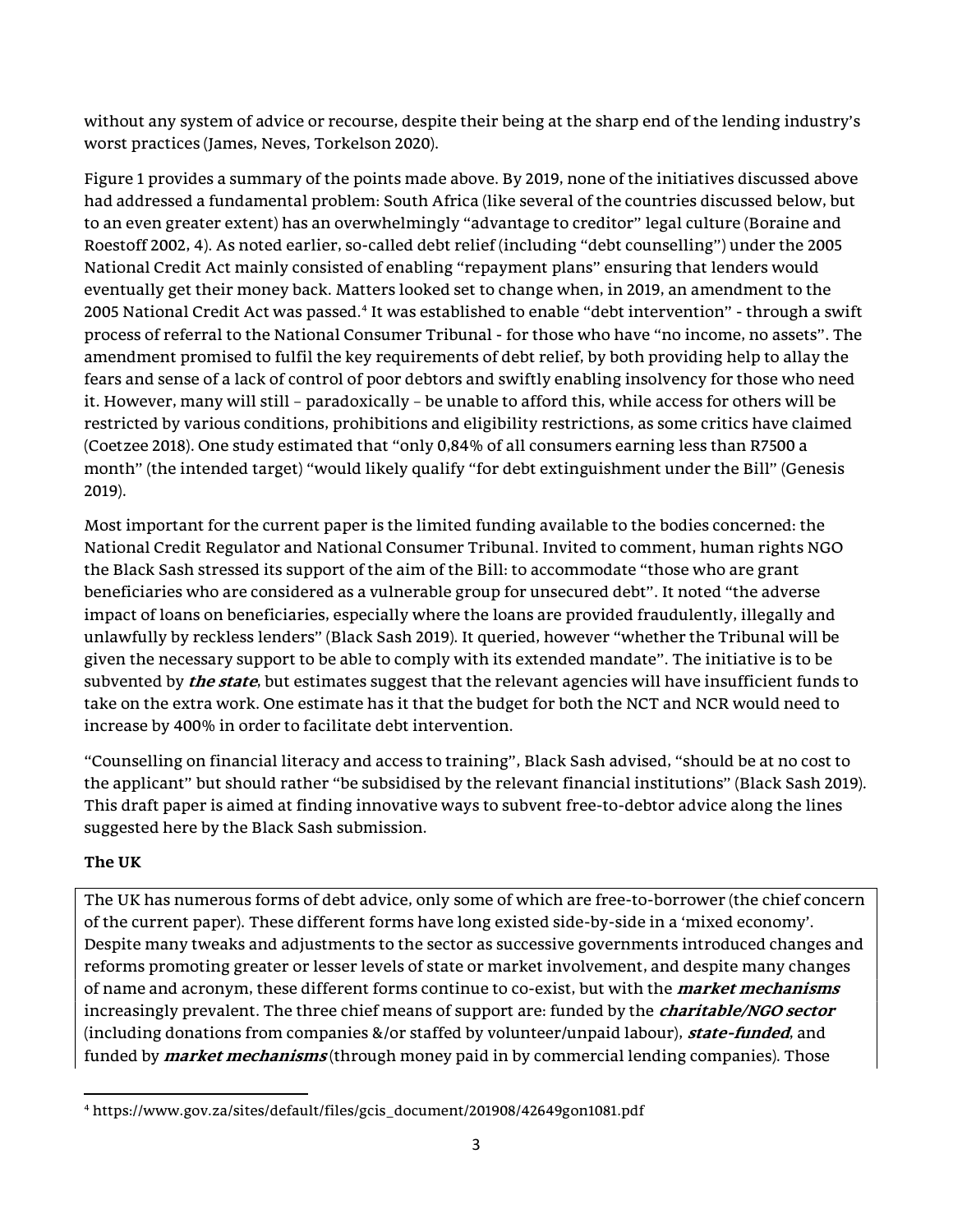without any system of advice or recourse, despite their being at the sharp end of the lending industry's worst practices (James, Neves, Torkelson 2020).

Figure 1 provides a summary of the points made above. By 2019, none of the initiatives discussed above had addressed a fundamental problem: South Africa (like several of the countries discussed below, but to an even greater extent) has an overwhelmingly "advantage to creditor" legal culture (Boraine and Roestoff 2002, 4). As noted earlier, so-called debt relief (including "debt counselling") under the 2005 National Credit Act mainly consisted of enabling "repayment plans" ensuring that lenders would eventually get their money back. Matters looked set to change when, in 2019, an amendment to the 2005 National Credit Act was passed.[4] It was established to enable "debt intervention" - through a swift process of referral to the National Consumer Tribunal - for those who have "no income, no assets". The amendment promised to fulfil the key requirements of debt relief, by both providing help to allay the fears and sense of a lack of control of poor debtors and swiftly enabling insolvency for those who need it. However, many will still – paradoxically – be unable to afford this, while access for others will be restricted by various conditions, prohibitions and eligibility restrictions, as some critics have claimed (Coetzee 2018). One study estimated that "only 0,84% of all consumers earning less than R7500 a month" (the intended target) "would likely qualify "for debt extinguishment under the Bill" (Genesis 2019).

Most important for the current paper is the limited funding available to the bodies concerned: the National Credit Regulator and National Consumer Tribunal. Invited to comment, human rights NGO the Black Sash stressed its support of the aim of the Bill: to accommodate "those who are grant beneficiaries who are considered as a vulnerable group for unsecured debt". It noted "the adverse impact of loans on beneficiaries, especially where the loans are provided fraudulently, illegally and unlawfully by reckless lenders" (Black Sash 2019). It queried, however "whether the Tribunal will be given the necessary support to be able to comply with its extended mandate". The initiative is to be subvented by ***the state***, but estimates suggest that the relevant agencies will have insufficient funds to take on the extra work. One estimate has it that the budget for both the NCT and NCR would need to increase by 400% in order to facilitate debt intervention.

"Counselling on financial literacy and access to training", Black Sash advised, "should be at no cost to the applicant" but should rather "be subsidised by the relevant financial institutions" (Black Sash 2019). This draft paper is aimed at finding innovative ways to subvent free-to-debtor advice along the lines suggested here by the Black Sash submission.

**The UK**

The UK has numerous forms of debt advice, only some of which are free-to-borrower (the chief concern of the current paper). These different forms have long existed side-by-side in a 'mixed economy'. Despite many tweaks and adjustments to the sector as successive governments introduced changes and reforms promoting greater or lesser levels of state or market involvement, and despite many changes of name and acronym, these different forms continue to co-exist, but with the ***market mechanisms*** increasingly prevalent. The three chief means of support are: funded by the ***charitable/NGO sector*** (including donations from companies &/or staffed by volunteer/unpaid labour), ***state-funded***, and funded by ***market mechanisms*** (through money paid in by commercial lending companies). Those

[4] https://www.gov.za/sites/default/files/gcis_document/201908/42649gon1081.pdf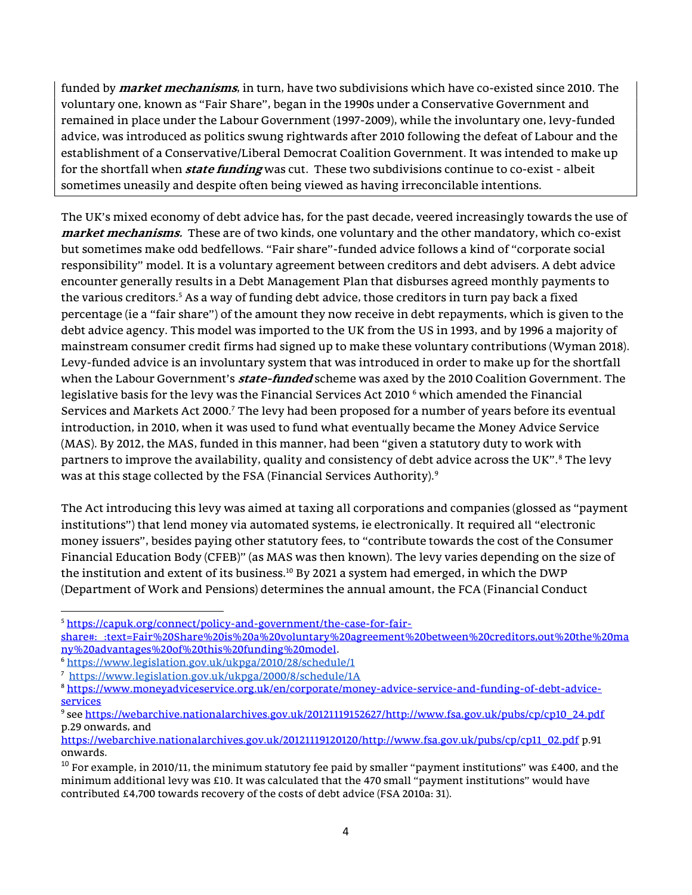funded by ***market mechanisms***, in turn, have two subdivisions which have co-existed since 2010. The voluntary one, known as "Fair Share", began in the 1990s under a Conservative Government and remained in place under the Labour Government (1997-2009), while the involuntary one, levy-funded advice, was introduced as politics swung rightwards after 2010 following the defeat of Labour and the establishment of a Conservative/Liberal Democrat Coalition Government. It was intended to make up for the shortfall when ***state funding*** was cut. These two subdivisions continue to co-exist - albeit sometimes uneasily and despite often being viewed as having irreconcilable intentions.

The UK's mixed economy of debt advice has, for the past decade, veered increasingly towards the use of ***market mechanisms.*** These are of two kinds, one voluntary and the other mandatory, which co-exist but sometimes make odd bedfellows. "Fair share"-funded advice follows a kind of "corporate social responsibility" model. It is a voluntary agreement between creditors and debt advisers. A debt advice encounter generally results in a Debt Management Plan that disburses agreed monthly payments to the various creditors.[5] As a way of funding debt advice, those creditors in turn pay back a fixed percentage (ie a "fair share") of the amount they now receive in debt repayments, which is given to the debt advice agency. This model was imported to the UK from the US in 1993, and by 1996 a majority of mainstream consumer credit firms had signed up to make these voluntary contributions (Wyman 2018). Levy-funded advice is an involuntary system that was introduced in order to make up for the shortfall when the Labour Government's ***state-funded*** scheme was axed by the 2010 Coalition Government. The legislative basis for the levy was the Financial Services Act 2010 [6] which amended the Financial Services and Markets Act 2000.[7] The levy had been proposed for a number of years before its eventual introduction, in 2010, when it was used to fund what eventually became the Money Advice Service (MAS). By 2012, the MAS, funded in this manner, had been "given a statutory duty to work with partners to improve the availability, quality and consistency of debt advice across the UK".[8] The levy was at this stage collected by the FSA (Financial Services Authority).[9]

The Act introducing this levy was aimed at taxing all corporations and companies (glossed as "payment institutions") that lend money via automated systems, ie electronically. It required all "electronic money issuers", besides paying other statutory fees, to "contribute towards the cost of the Consumer Financial Education Body (CFEB)" (as MAS was then known). The levy varies depending on the size of the institution and extent of its business.[10] By 2021 a system had emerged, in which the DWP (Department of Work and Pensions) determines the annual amount, the FCA (Financial Conduct

---

[5] https://capuk.org/connect/policy-and-government/the-case-for-fair-share#:~:text=Fair%20Share%20is%20a%20voluntary%20agreement%20between%20creditors,out%20the%20many%20advantages%20of%20this%20funding%20model.

[6] https://www.legislation.gov.uk/ukpga/2010/28/schedule/1

[7] https://www.legislation.gov.uk/ukpga/2000/8/schedule/1A

[8] https://www.moneyadviceservice.org.uk/en/corporate/money-advice-service-and-funding-of-debt-advice-services

[9] see https://webarchive.nationalarchives.gov.uk/20121119152627/http://www.fsa.gov.uk/pubs/cp/cp10_24.pdf p.29 onwards, and https://webarchive.nationalarchives.gov.uk/20121119120120/http://www.fsa.gov.uk/pubs/cp/cp11_02.pdf p.91 onwards.

[10] For example, in 2010/11, the minimum statutory fee paid by smaller "payment institutions" was £400, and the minimum additional levy was £10. It was calculated that the 470 small "payment institutions" would have contributed £4,700 towards recovery of the costs of debt advice (FSA 2010a: 31).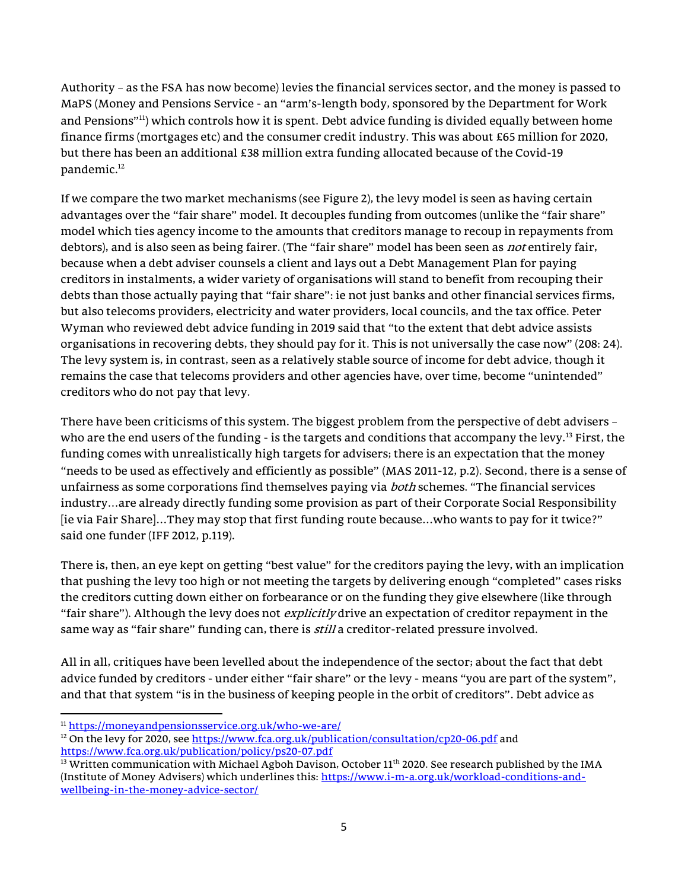Authority – as the FSA has now become) levies the financial services sector, and the money is passed to MaPS (Money and Pensions Service - an "arm's-length body, sponsored by the Department for Work and Pensions"[11]) which controls how it is spent. Debt advice funding is divided equally between home finance firms (mortgages etc) and the consumer credit industry. This was about £65 million for 2020, but there has been an additional £38 million extra funding allocated because of the Covid-19 pandemic.[12]

If we compare the two market mechanisms (see Figure 2), the levy model is seen as having certain advantages over the "fair share" model. It decouples funding from outcomes (unlike the "fair share" model which ties agency income to the amounts that creditors manage to recoup in repayments from debtors), and is also seen as being fairer. (The "fair share" model has been seen as *not* entirely fair, because when a debt adviser counsels a client and lays out a Debt Management Plan for paying creditors in instalments, a wider variety of organisations will stand to benefit from recouping their debts than those actually paying that "fair share": ie not just banks and other financial services firms, but also telecoms providers, electricity and water providers, local councils, and the tax office. Peter Wyman who reviewed debt advice funding in 2019 said that "to the extent that debt advice assists organisations in recovering debts, they should pay for it. This is not universally the case now" (208: 24). The levy system is, in contrast, seen as a relatively stable source of income for debt advice, though it remains the case that telecoms providers and other agencies have, over time, become "unintended" creditors who do not pay that levy.

There have been criticisms of this system. The biggest problem from the perspective of debt advisers – who are the end users of the funding - is the targets and conditions that accompany the levy.[13] First, the funding comes with unrealistically high targets for advisers; there is an expectation that the money "needs to be used as effectively and efficiently as possible" (MAS 2011-12, p.2). Second, there is a sense of unfairness as some corporations find themselves paying via *both* schemes. "The financial services industry…are already directly funding some provision as part of their Corporate Social Responsibility [ie via Fair Share]…They may stop that first funding route because…who wants to pay for it twice?" said one funder (IFF 2012, p.119).

There is, then, an eye kept on getting "best value" for the creditors paying the levy, with an implication that pushing the levy too high or not meeting the targets by delivering enough "completed" cases risks the creditors cutting down either on forbearance or on the funding they give elsewhere (like through "fair share"). Although the levy does not *explicitly* drive an expectation of creditor repayment in the same way as "fair share" funding can, there is *still* a creditor-related pressure involved.

All in all, critiques have been levelled about the independence of the sector; about the fact that debt advice funded by creditors - under either "fair share" or the levy - means "you are part of the system", and that that system "is in the business of keeping people in the orbit of creditors". Debt advice as

---

[11] https://moneyandpensionsservice.org.uk/who-we-are/

[12] On the levy for 2020, see https://www.fca.org.uk/publication/consultation/cp20-06.pdf and https://www.fca.org.uk/publication/policy/ps20-07.pdf

[13] Written communication with Michael Agboh Davison, October 11th 2020. See research published by the IMA (Institute of Money Advisers) which underlines this: https://www.i-m-a.org.uk/workload-conditions-and-wellbeing-in-the-money-advice-sector/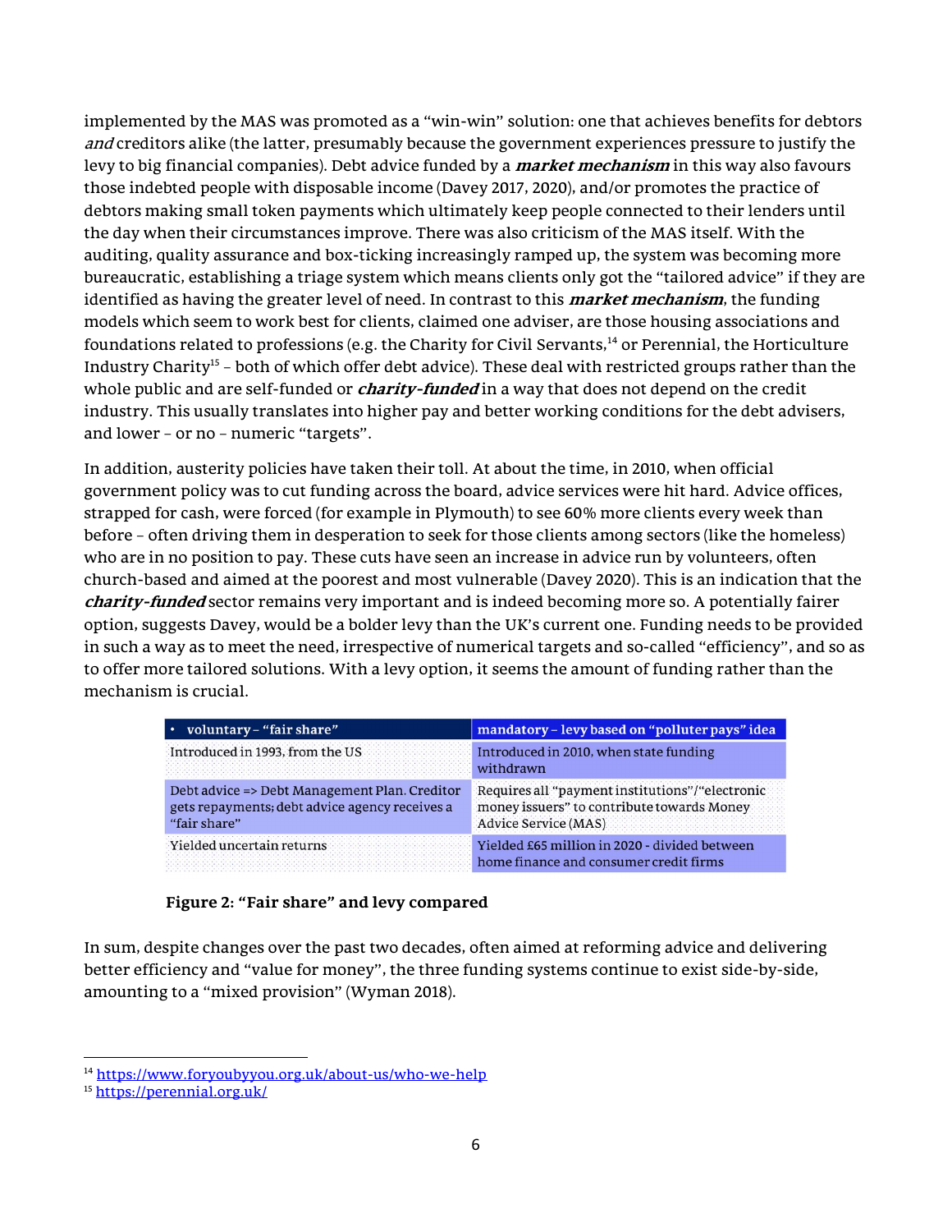implemented by the MAS was promoted as a "win-win" solution: one that achieves benefits for debtors ***and*** creditors alike (the latter, presumably because the government experiences pressure to justify the levy to big financial companies). Debt advice funded by a ***market mechanism*** in this way also favours those indebted people with disposable income (Davey 2017, 2020), and/or promotes the practice of debtors making small token payments which ultimately keep people connected to their lenders until the day when their circumstances improve. There was also criticism of the MAS itself. With the auditing, quality assurance and box-ticking increasingly ramped up, the system was becoming more bureaucratic, establishing a triage system which means clients only got the "tailored advice" if they are identified as having the greater level of need. In contrast to this ***market mechanism***, the funding models which seem to work best for clients, claimed one adviser, are those housing associations and foundations related to professions (e.g. the Charity for Civil Servants,[14] or Perennial, the Horticulture Industry Charity[15] – both of which offer debt advice). These deal with restricted groups rather than the whole public and are self-funded or ***charity-funded*** in a way that does not depend on the credit industry. This usually translates into higher pay and better working conditions for the debt advisers, and lower – or no – numeric "targets".

In addition, austerity policies have taken their toll. At about the time, in 2010, when official government policy was to cut funding across the board, advice services were hit hard. Advice offices, strapped for cash, were forced (for example in Plymouth) to see 60% more clients every week than before – often driving them in desperation to seek for those clients among sectors (like the homeless) who are in no position to pay. These cuts have seen an increase in advice run by volunteers, often church-based and aimed at the poorest and most vulnerable (Davey 2020). This is an indication that the ***charity-funded*** sector remains very important and is indeed becoming more so. A potentially fairer option, suggests Davey, would be a bolder levy than the UK's current one. Funding needs to be provided in such a way as to meet the need, irrespective of numerical targets and so-called "efficiency", and so as to offer more tailored solutions. With a levy option, it seems the amount of funding rather than the mechanism is crucial.

| • voluntary – "fair share" | mandatory – levy based on "polluter pays" idea |
|---|---|
| Introduced in 1993, from the US | Introduced in 2010, when state funding withdrawn |
| Debt advice => Debt Management Plan. Creditor gets repayments; debt advice agency receives a "fair share" | Requires all "payment institutions"/"electronic money issuers" to contribute towards Money Advice Service (MAS) |
| Yielded uncertain returns | Yielded £65 million in 2020 - divided between home finance and consumer credit firms |

**Figure 2: "Fair share" and levy compared**

In sum, despite changes over the past two decades, often aimed at reforming advice and delivering better efficiency and "value for money", the three funding systems continue to exist side-by-side, amounting to a "mixed provision" (Wyman 2018).

[14] https://www.foryoubyyou.org.uk/about-us/who-we-help

[15] https://perennial.org.uk/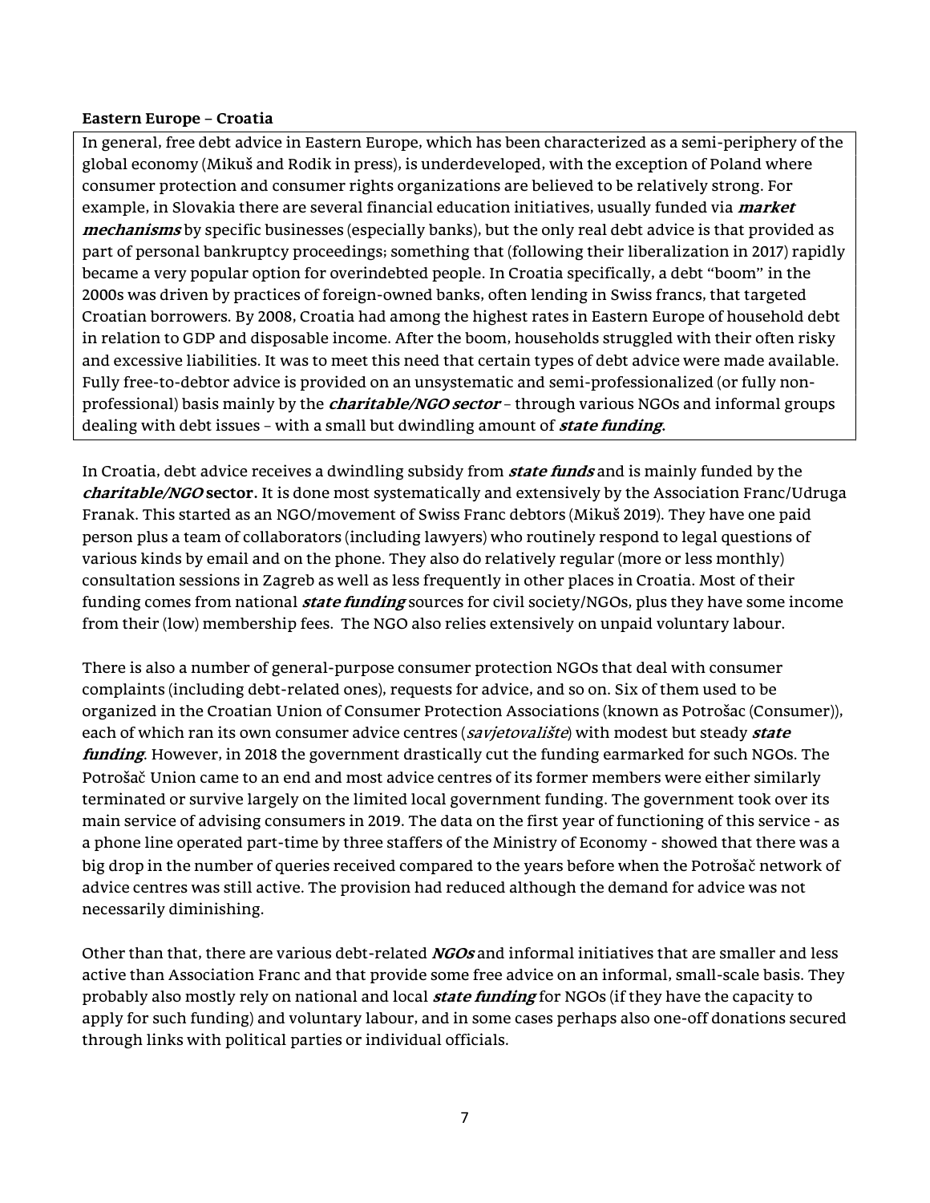**Eastern Europe – Croatia**

In general, free debt advice in Eastern Europe, which has been characterized as a semi-periphery of the global economy (Mikuš and Rodik in press), is underdeveloped, with the exception of Poland where consumer protection and consumer rights organizations are believed to be relatively strong. For example, in Slovakia there are several financial education initiatives, usually funded via ***market mechanisms*** by specific businesses (especially banks), but the only real debt advice is that provided as part of personal bankruptcy proceedings; something that (following their liberalization in 2017) rapidly became a very popular option for overindebted people. In Croatia specifically, a debt "boom" in the 2000s was driven by practices of foreign-owned banks, often lending in Swiss francs, that targeted Croatian borrowers. By 2008, Croatia had among the highest rates in Eastern Europe of household debt in relation to GDP and disposable income. After the boom, households struggled with their often risky and excessive liabilities. It was to meet this need that certain types of debt advice were made available. Fully free-to-debtor advice is provided on an unsystematic and semi-professionalized (or fully non-professional) basis mainly by the ***charitable/NGO sector*** – through various NGOs and informal groups dealing with debt issues – with a small but dwindling amount of ***state funding***.

In Croatia, debt advice receives a dwindling subsidy from ***state funds*** and is mainly funded by the ***charitable/NGO*** **sector**. It is done most systematically and extensively by the Association Franc/Udruga Franak. This started as an NGO/movement of Swiss Franc debtors (Mikuš 2019). They have one paid person plus a team of collaborators (including lawyers) who routinely respond to legal questions of various kinds by email and on the phone. They also do relatively regular (more or less monthly) consultation sessions in Zagreb as well as less frequently in other places in Croatia. Most of their funding comes from national ***state funding*** sources for civil society/NGOs, plus they have some income from their (low) membership fees. The NGO also relies extensively on unpaid voluntary labour.

There is also a number of general-purpose consumer protection NGOs that deal with consumer complaints (including debt-related ones), requests for advice, and so on. Six of them used to be organized in the Croatian Union of Consumer Protection Associations (known as Potrošac (Consumer)), each of which ran its own consumer advice centres (*savjetovalište*) with modest but steady ***state funding***. However, in 2018 the government drastically cut the funding earmarked for such NGOs. The Potrošač Union came to an end and most advice centres of its former members were either similarly terminated or survive largely on the limited local government funding. The government took over its main service of advising consumers in 2019. The data on the first year of functioning of this service - as a phone line operated part-time by three staffers of the Ministry of Economy - showed that there was a big drop in the number of queries received compared to the years before when the Potrošač network of advice centres was still active. The provision had reduced although the demand for advice was not necessarily diminishing.

Other than that, there are various debt-related ***NGOs*** and informal initiatives that are smaller and less active than Association Franc and that provide some free advice on an informal, small-scale basis. They probably also mostly rely on national and local ***state funding*** for NGOs (if they have the capacity to apply for such funding) and voluntary labour, and in some cases perhaps also one-off donations secured through links with political parties or individual officials.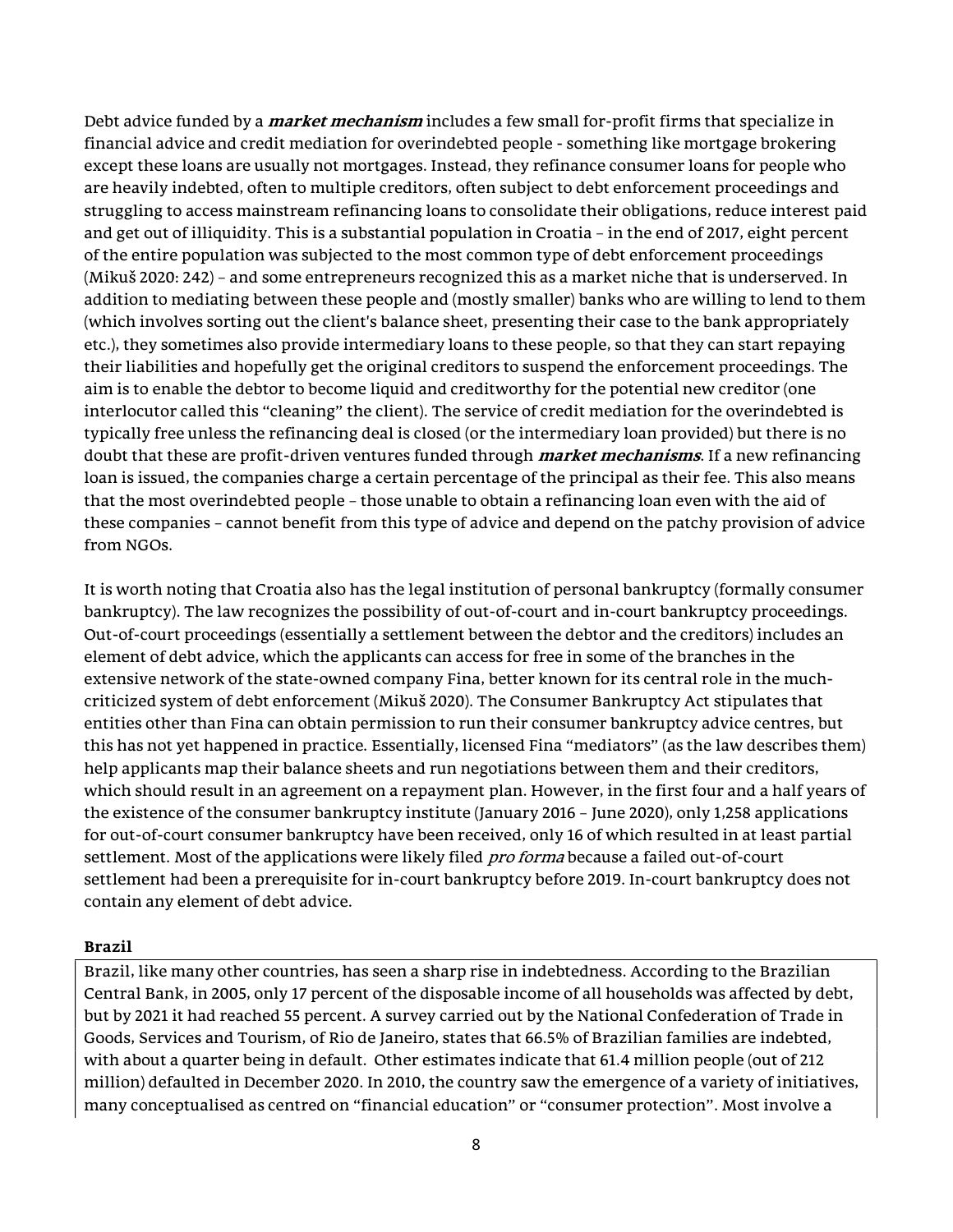Debt advice funded by a ***market mechanism*** includes a few small for-profit firms that specialize in financial advice and credit mediation for overindebted people - something like mortgage brokering except these loans are usually not mortgages. Instead, they refinance consumer loans for people who are heavily indebted, often to multiple creditors, often subject to debt enforcement proceedings and struggling to access mainstream refinancing loans to consolidate their obligations, reduce interest paid and get out of illiquidity. This is a substantial population in Croatia – in the end of 2017, eight percent of the entire population was subjected to the most common type of debt enforcement proceedings (Mikuš 2020: 242) – and some entrepreneurs recognized this as a market niche that is underserved. In addition to mediating between these people and (mostly smaller) banks who are willing to lend to them (which involves sorting out the client's balance sheet, presenting their case to the bank appropriately etc.), they sometimes also provide intermediary loans to these people, so that they can start repaying their liabilities and hopefully get the original creditors to suspend the enforcement proceedings. The aim is to enable the debtor to become liquid and creditworthy for the potential new creditor (one interlocutor called this "cleaning" the client). The service of credit mediation for the overindebted is typically free unless the refinancing deal is closed (or the intermediary loan provided) but there is no doubt that these are profit-driven ventures funded through ***market mechanisms***. If a new refinancing loan is issued, the companies charge a certain percentage of the principal as their fee. This also means that the most overindebted people – those unable to obtain a refinancing loan even with the aid of these companies – cannot benefit from this type of advice and depend on the patchy provision of advice from NGOs.

It is worth noting that Croatia also has the legal institution of personal bankruptcy (formally consumer bankruptcy). The law recognizes the possibility of out-of-court and in-court bankruptcy proceedings. Out-of-court proceedings (essentially a settlement between the debtor and the creditors) includes an element of debt advice, which the applicants can access for free in some of the branches in the extensive network of the state-owned company Fina, better known for its central role in the much-criticized system of debt enforcement (Mikuš 2020). The Consumer Bankruptcy Act stipulates that entities other than Fina can obtain permission to run their consumer bankruptcy advice centres, but this has not yet happened in practice. Essentially, licensed Fina "mediators" (as the law describes them) help applicants map their balance sheets and run negotiations between them and their creditors, which should result in an agreement on a repayment plan. However, in the first four and a half years of the existence of the consumer bankruptcy institute (January 2016 – June 2020), only 1,258 applications for out-of-court consumer bankruptcy have been received, only 16 of which resulted in at least partial settlement. Most of the applications were likely filed *pro forma* because a failed out-of-court settlement had been a prerequisite for in-court bankruptcy before 2019. In-court bankruptcy does not contain any element of debt advice.

**Brazil**

Brazil, like many other countries, has seen a sharp rise in indebtedness. According to the Brazilian Central Bank, in 2005, only 17 percent of the disposable income of all households was affected by debt, but by 2021 it had reached 55 percent. A survey carried out by the National Confederation of Trade in Goods, Services and Tourism, of Rio de Janeiro, states that 66.5% of Brazilian families are indebted, with about a quarter being in default. Other estimates indicate that 61.4 million people (out of 212 million) defaulted in December 2020. In 2010, the country saw the emergence of a variety of initiatives, many conceptualised as centred on "financial education" or "consumer protection". Most involve a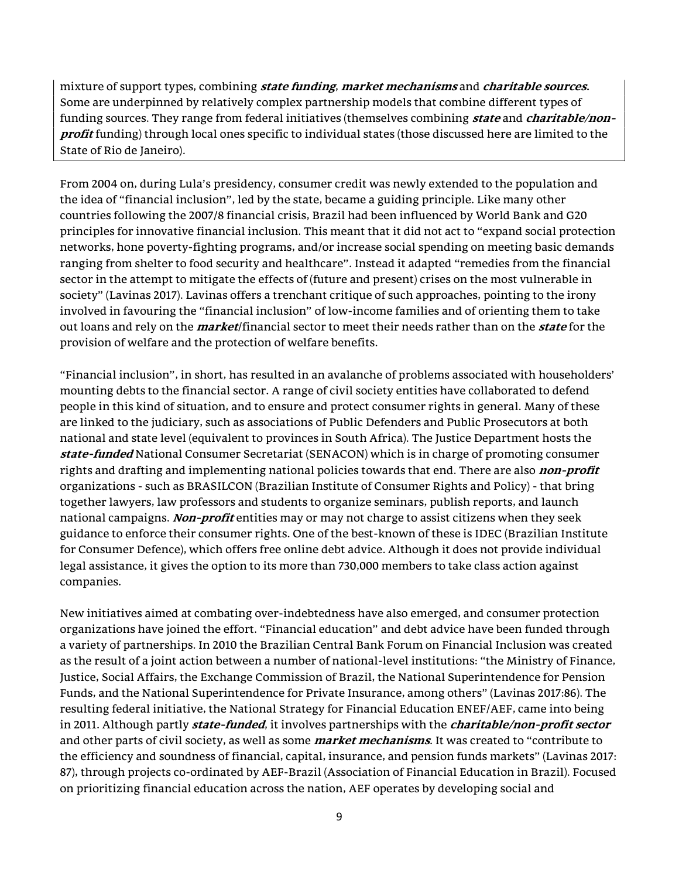mixture of support types, combining ***state funding***, ***market mechanisms*** and ***charitable sources***. Some are underpinned by relatively complex partnership models that combine different types of funding sources. They range from federal initiatives (themselves combining ***state*** and ***charitable/non-profit*** funding) through local ones specific to individual states (those discussed here are limited to the State of Rio de Janeiro).

From 2004 on, during Lula's presidency, consumer credit was newly extended to the population and the idea of "financial inclusion", led by the state, became a guiding principle. Like many other countries following the 2007/8 financial crisis, Brazil had been influenced by World Bank and G20 principles for innovative financial inclusion. This meant that it did not act to "expand social protection networks, hone poverty-fighting programs, and/or increase social spending on meeting basic demands ranging from shelter to food security and healthcare". Instead it adapted "remedies from the financial sector in the attempt to mitigate the effects of (future and present) crises on the most vulnerable in society" (Lavinas 2017). Lavinas offers a trenchant critique of such approaches, pointing to the irony involved in favouring the "financial inclusion" of low-income families and of orienting them to take out loans and rely on the ***market***/financial sector to meet their needs rather than on the ***state*** for the provision of welfare and the protection of welfare benefits.

"Financial inclusion", in short, has resulted in an avalanche of problems associated with householders' mounting debts to the financial sector. A range of civil society entities have collaborated to defend people in this kind of situation, and to ensure and protect consumer rights in general. Many of these are linked to the judiciary, such as associations of Public Defenders and Public Prosecutors at both national and state level (equivalent to provinces in South Africa). The Justice Department hosts the ***state-funded*** National Consumer Secretariat (SENACON) which is in charge of promoting consumer rights and drafting and implementing national policies towards that end. There are also ***non-profit*** organizations - such as BRASILCON (Brazilian Institute of Consumer Rights and Policy) - that bring together lawyers, law professors and students to organize seminars, publish reports, and launch national campaigns. ***Non-profit*** entities may or may not charge to assist citizens when they seek guidance to enforce their consumer rights. One of the best-known of these is IDEC (Brazilian Institute for Consumer Defence), which offers free online debt advice. Although it does not provide individual legal assistance, it gives the option to its more than 730,000 members to take class action against companies.

New initiatives aimed at combating over-indebtedness have also emerged, and consumer protection organizations have joined the effort. "Financial education" and debt advice have been funded through a variety of partnerships. In 2010 the Brazilian Central Bank Forum on Financial Inclusion was created as the result of a joint action between a number of national-level institutions: "the Ministry of Finance, Justice, Social Affairs, the Exchange Commission of Brazil, the National Superintendence for Pension Funds, and the National Superintendence for Private Insurance, among others" (Lavinas 2017:86). The resulting federal initiative, the National Strategy for Financial Education ENEF/AEF, came into being in 2011. Although partly ***state-funded***, it involves partnerships with the ***charitable/non-profit sector*** and other parts of civil society, as well as some ***market mechanisms***. It was created to "contribute to the efficiency and soundness of financial, capital, insurance, and pension funds markets" (Lavinas 2017: 87), through projects co-ordinated by AEF-Brazil (Association of Financial Education in Brazil). Focused on prioritizing financial education across the nation, AEF operates by developing social and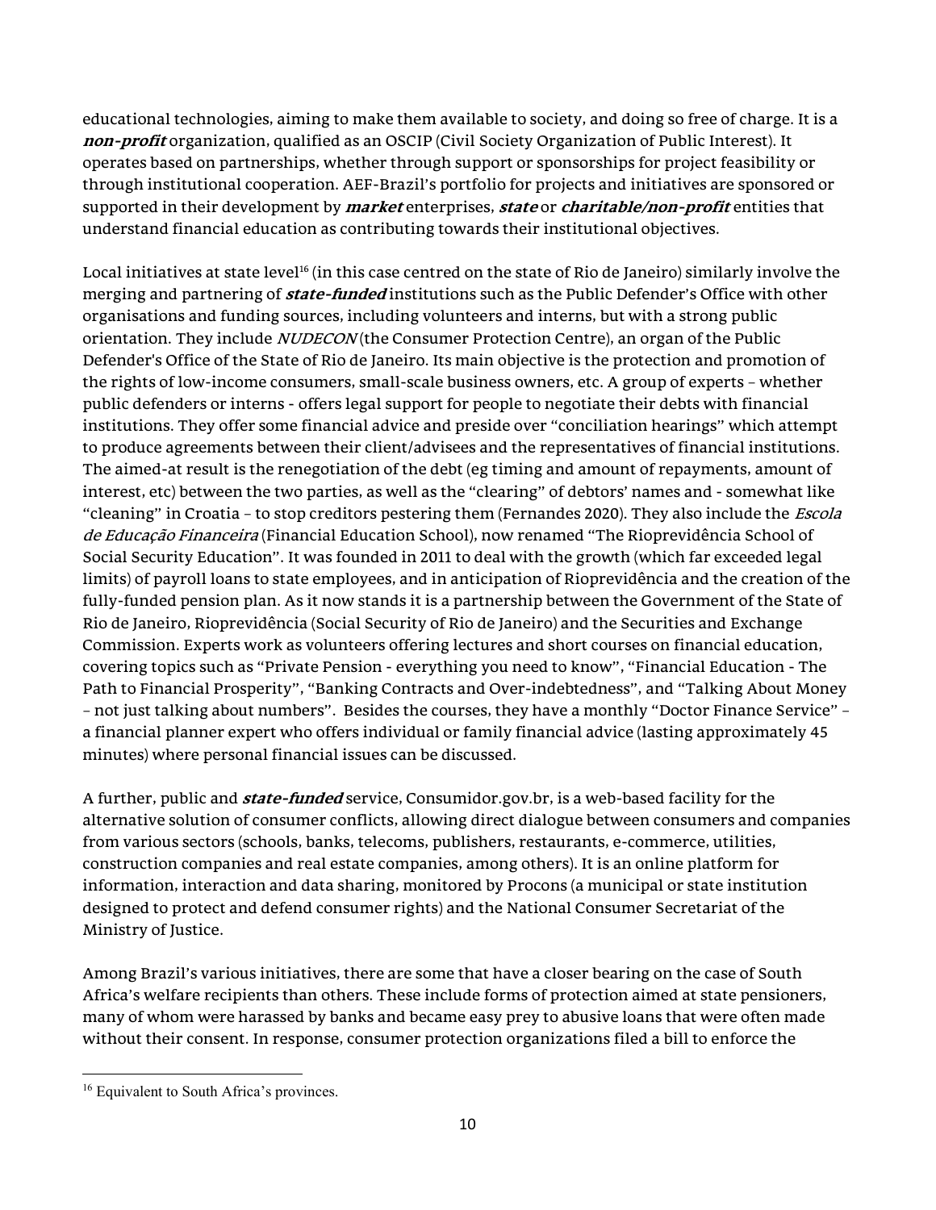educational technologies, aiming to make them available to society, and doing so free of charge. It is a ***non-profit*** organization, qualified as an OSCIP (Civil Society Organization of Public Interest). It operates based on partnerships, whether through support or sponsorships for project feasibility or through institutional cooperation. AEF-Brazil's portfolio for projects and initiatives are sponsored or supported in their development by ***market*** enterprises, ***state*** or ***charitable/non-profit*** entities that understand financial education as contributing towards their institutional objectives.

Local initiatives at state level[16] (in this case centred on the state of Rio de Janeiro) similarly involve the merging and partnering of ***state-funded*** institutions such as the Public Defender's Office with other organisations and funding sources, including volunteers and interns, but with a strong public orientation. They include *NUDECON* (the Consumer Protection Centre), an organ of the Public Defender's Office of the State of Rio de Janeiro. Its main objective is the protection and promotion of the rights of low-income consumers, small-scale business owners, etc. A group of experts – whether public defenders or interns - offers legal support for people to negotiate their debts with financial institutions. They offer some financial advice and preside over "conciliation hearings" which attempt to produce agreements between their client/advisees and the representatives of financial institutions. The aimed-at result is the renegotiation of the debt (eg timing and amount of repayments, amount of interest, etc) between the two parties, as well as the "clearing" of debtors' names and - somewhat like "cleaning" in Croatia – to stop creditors pestering them (Fernandes 2020). They also include the *Escola de Educação Financeira* (Financial Education School), now renamed "The Rioprevidência School of Social Security Education". It was founded in 2011 to deal with the growth (which far exceeded legal limits) of payroll loans to state employees, and in anticipation of Rioprevidência and the creation of the fully-funded pension plan. As it now stands it is a partnership between the Government of the State of Rio de Janeiro, Rioprevidência (Social Security of Rio de Janeiro) and the Securities and Exchange Commission. Experts work as volunteers offering lectures and short courses on financial education, covering topics such as "Private Pension - everything you need to know", "Financial Education - The Path to Financial Prosperity", "Banking Contracts and Over-indebtedness", and "Talking About Money – not just talking about numbers". Besides the courses, they have a monthly "Doctor Finance Service" – a financial planner expert who offers individual or family financial advice (lasting approximately 45 minutes) where personal financial issues can be discussed.

A further, public and ***state-funded*** service, Consumidor.gov.br, is a web-based facility for the alternative solution of consumer conflicts, allowing direct dialogue between consumers and companies from various sectors (schools, banks, telecoms, publishers, restaurants, e-commerce, utilities, construction companies and real estate companies, among others). It is an online platform for information, interaction and data sharing, monitored by Procons (a municipal or state institution designed to protect and defend consumer rights) and the National Consumer Secretariat of the Ministry of Justice.

Among Brazil's various initiatives, there are some that have a closer bearing on the case of South Africa's welfare recipients than others. These include forms of protection aimed at state pensioners, many of whom were harassed by banks and became easy prey to abusive loans that were often made without their consent. In response, consumer protection organizations filed a bill to enforce the

[16] Equivalent to South Africa's provinces.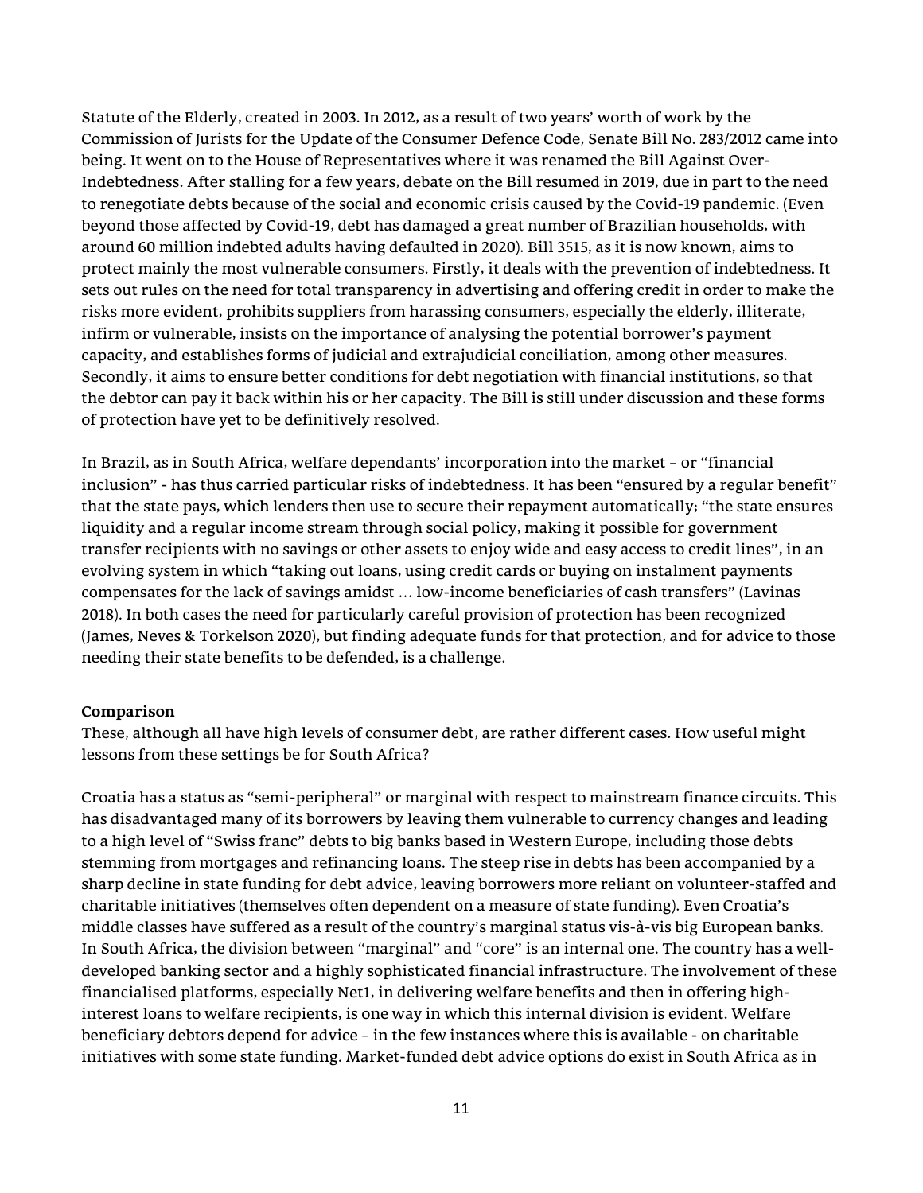Statute of the Elderly, created in 2003. In 2012, as a result of two years' worth of work by the Commission of Jurists for the Update of the Consumer Defence Code, Senate Bill No. 283/2012 came into being. It went on to the House of Representatives where it was renamed the Bill Against Over-Indebtedness. After stalling for a few years, debate on the Bill resumed in 2019, due in part to the need to renegotiate debts because of the social and economic crisis caused by the Covid-19 pandemic. (Even beyond those affected by Covid-19, debt has damaged a great number of Brazilian households, with around 60 million indebted adults having defaulted in 2020). Bill 3515, as it is now known, aims to protect mainly the most vulnerable consumers. Firstly, it deals with the prevention of indebtedness. It sets out rules on the need for total transparency in advertising and offering credit in order to make the risks more evident, prohibits suppliers from harassing consumers, especially the elderly, illiterate, infirm or vulnerable, insists on the importance of analysing the potential borrower's payment capacity, and establishes forms of judicial and extrajudicial conciliation, among other measures. Secondly, it aims to ensure better conditions for debt negotiation with financial institutions, so that the debtor can pay it back within his or her capacity. The Bill is still under discussion and these forms of protection have yet to be definitively resolved.

In Brazil, as in South Africa, welfare dependants' incorporation into the market – or "financial inclusion" - has thus carried particular risks of indebtedness. It has been "ensured by a regular benefit" that the state pays, which lenders then use to secure their repayment automatically; "the state ensures liquidity and a regular income stream through social policy, making it possible for government transfer recipients with no savings or other assets to enjoy wide and easy access to credit lines", in an evolving system in which "taking out loans, using credit cards or buying on instalment payments compensates for the lack of savings amidst … low-income beneficiaries of cash transfers" (Lavinas 2018). In both cases the need for particularly careful provision of protection has been recognized (James, Neves & Torkelson 2020), but finding adequate funds for that protection, and for advice to those needing their state benefits to be defended, is a challenge.

**Comparison**

These, although all have high levels of consumer debt, are rather different cases. How useful might lessons from these settings be for South Africa?

Croatia has a status as "semi-peripheral" or marginal with respect to mainstream finance circuits. This has disadvantaged many of its borrowers by leaving them vulnerable to currency changes and leading to a high level of "Swiss franc" debts to big banks based in Western Europe, including those debts stemming from mortgages and refinancing loans. The steep rise in debts has been accompanied by a sharp decline in state funding for debt advice, leaving borrowers more reliant on volunteer-staffed and charitable initiatives (themselves often dependent on a measure of state funding). Even Croatia's middle classes have suffered as a result of the country's marginal status vis-à-vis big European banks. In South Africa, the division between "marginal" and "core" is an internal one. The country has a well-developed banking sector and a highly sophisticated financial infrastructure. The involvement of these financialised platforms, especially Net1, in delivering welfare benefits and then in offering high-interest loans to welfare recipients, is one way in which this internal division is evident. Welfare beneficiary debtors depend for advice – in the few instances where this is available - on charitable initiatives with some state funding. Market-funded debt advice options do exist in South Africa as in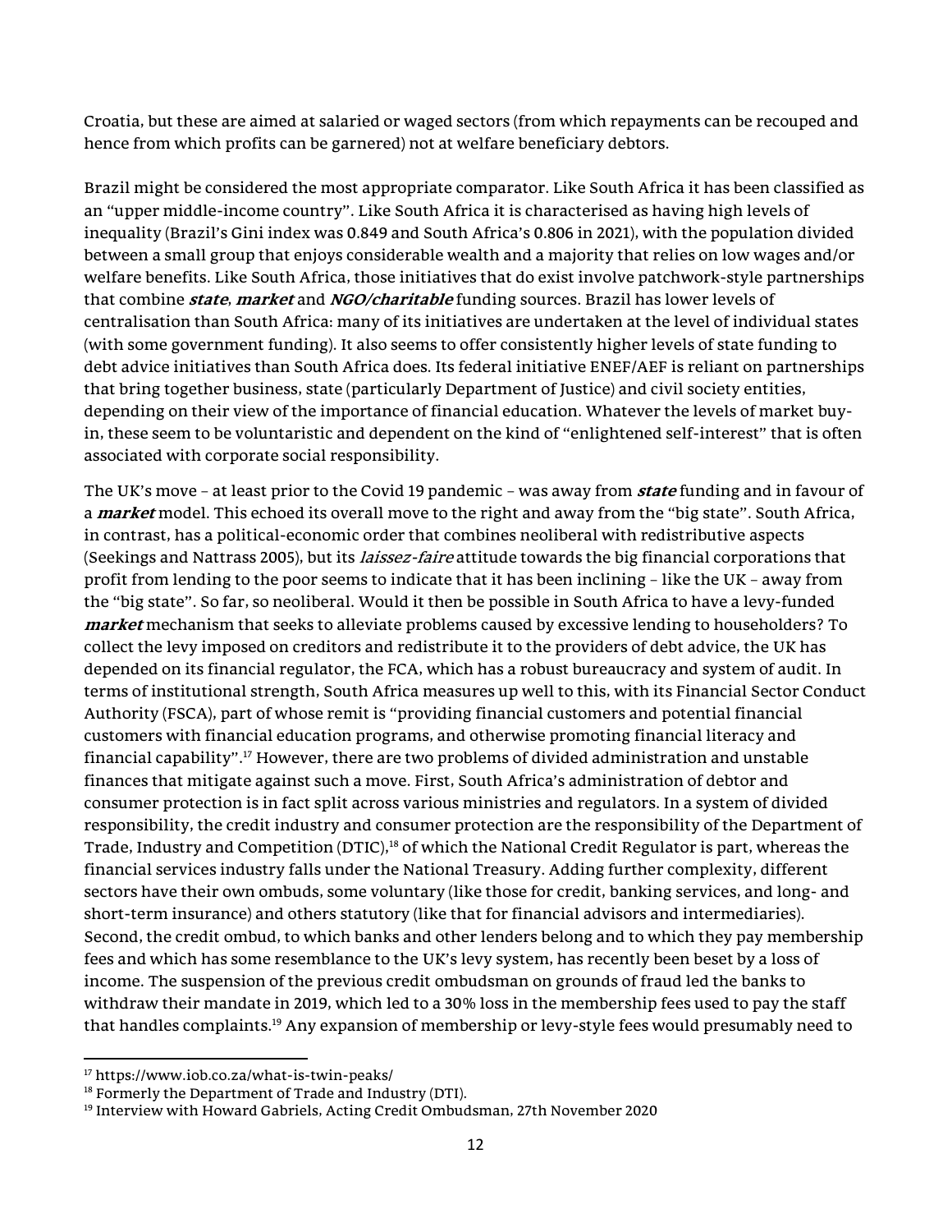Croatia, but these are aimed at salaried or waged sectors (from which repayments can be recouped and hence from which profits can be garnered) not at welfare beneficiary debtors.

Brazil might be considered the most appropriate comparator. Like South Africa it has been classified as an "upper middle-income country". Like South Africa it is characterised as having high levels of inequality (Brazil's Gini index was 0.849 and South Africa's 0.806 in 2021), with the population divided between a small group that enjoys considerable wealth and a majority that relies on low wages and/or welfare benefits. Like South Africa, those initiatives that do exist involve patchwork-style partnerships that combine ***state***, ***market*** and ***NGO/charitable*** funding sources. Brazil has lower levels of centralisation than South Africa: many of its initiatives are undertaken at the level of individual states (with some government funding). It also seems to offer consistently higher levels of state funding to debt advice initiatives than South Africa does. Its federal initiative ENEF/AEF is reliant on partnerships that bring together business, state (particularly Department of Justice) and civil society entities, depending on their view of the importance of financial education. Whatever the levels of market buy-in, these seem to be voluntaristic and dependent on the kind of "enlightened self-interest" that is often associated with corporate social responsibility.

The UK's move – at least prior to the Covid 19 pandemic – was away from ***state*** funding and in favour of a ***market*** model. This echoed its overall move to the right and away from the "big state". South Africa, in contrast, has a political-economic order that combines neoliberal with redistributive aspects (Seekings and Nattrass 2005), but its *laissez-faire* attitude towards the big financial corporations that profit from lending to the poor seems to indicate that it has been inclining – like the UK – away from the "big state". So far, so neoliberal. Would it then be possible in South Africa to have a levy-funded ***market*** mechanism that seeks to alleviate problems caused by excessive lending to householders? To collect the levy imposed on creditors and redistribute it to the providers of debt advice, the UK has depended on its financial regulator, the FCA, which has a robust bureaucracy and system of audit. In terms of institutional strength, South Africa measures up well to this, with its Financial Sector Conduct Authority (FSCA), part of whose remit is "providing financial customers and potential financial customers with financial education programs, and otherwise promoting financial literacy and financial capability".[17] However, there are two problems of divided administration and unstable finances that mitigate against such a move. First, South Africa's administration of debtor and consumer protection is in fact split across various ministries and regulators. In a system of divided responsibility, the credit industry and consumer protection are the responsibility of the Department of Trade, Industry and Competition (DTIC),[18] of which the National Credit Regulator is part, whereas the financial services industry falls under the National Treasury. Adding further complexity, different sectors have their own ombuds, some voluntary (like those for credit, banking services, and long- and short-term insurance) and others statutory (like that for financial advisors and intermediaries). Second, the credit ombud, to which banks and other lenders belong and to which they pay membership fees and which has some resemblance to the UK's levy system, has recently been beset by a loss of income. The suspension of the previous credit ombudsman on grounds of fraud led the banks to withdraw their mandate in 2019, which led to a 30% loss in the membership fees used to pay the staff that handles complaints.[19] Any expansion of membership or levy-style fees would presumably need to

---

[17] https://www.iob.co.za/what-is-twin-peaks/

[18] Formerly the Department of Trade and Industry (DTI).

[19] Interview with Howard Gabriels, Acting Credit Ombudsman, 27th November 2020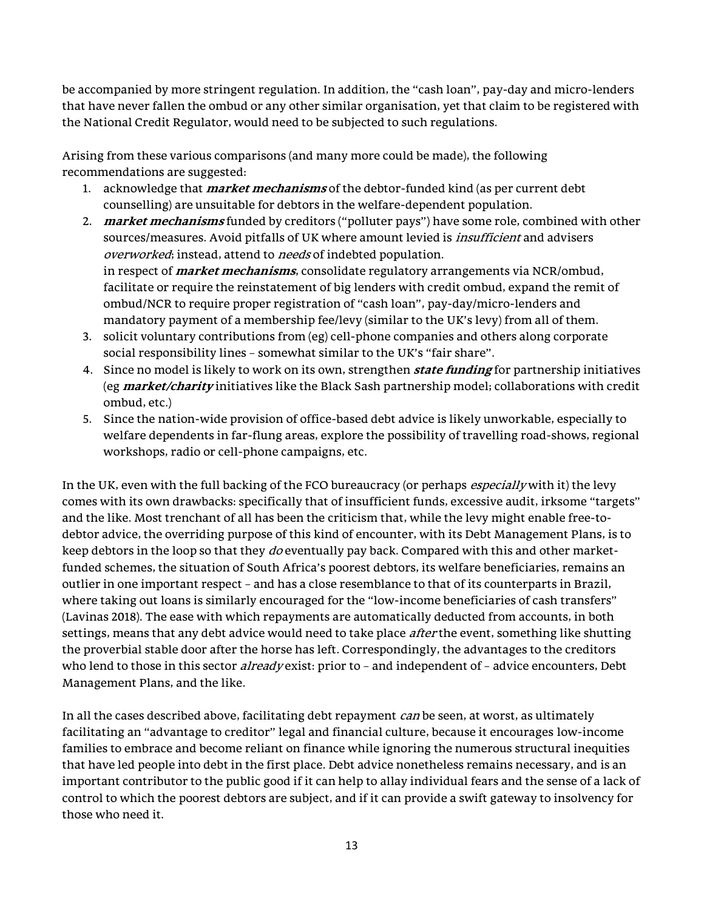be accompanied by more stringent regulation. In addition, the "cash loan", pay-day and micro-lenders that have never fallen the ombud or any other similar organisation, yet that claim to be registered with the National Credit Regulator, would need to be subjected to such regulations.

Arising from these various comparisons (and many more could be made), the following recommendations are suggested:

1. acknowledge that ***market mechanisms*** of the debtor-funded kind (as per current debt counselling) are unsuitable for debtors in the welfare-dependent population.
2. ***market mechanisms*** funded by creditors ("polluter pays") have some role, combined with other sources/measures. Avoid pitfalls of UK where amount levied is *insufficient* and advisers *overworked*; instead, attend to *needs* of indebted population.
   in respect of ***market mechanisms***, consolidate regulatory arrangements via NCR/ombud, facilitate or require the reinstatement of big lenders with credit ombud, expand the remit of ombud/NCR to require proper registration of "cash loan", pay-day/micro-lenders and mandatory payment of a membership fee/levy (similar to the UK's levy) from all of them.
3. solicit voluntary contributions from (eg) cell-phone companies and others along corporate social responsibility lines – somewhat similar to the UK's "fair share".
4. Since no model is likely to work on its own, strengthen ***state funding*** for partnership initiatives (eg ***market/charity*** initiatives like the Black Sash partnership model; collaborations with credit ombud, etc.)
5. Since the nation-wide provision of office-based debt advice is likely unworkable, especially to welfare dependents in far-flung areas, explore the possibility of travelling road-shows, regional workshops, radio or cell-phone campaigns, etc.

In the UK, even with the full backing of the FCO bureaucracy (or perhaps *especially* with it) the levy comes with its own drawbacks: specifically that of insufficient funds, excessive audit, irksome "targets" and the like. Most trenchant of all has been the criticism that, while the levy might enable free-to-debtor advice, the overriding purpose of this kind of encounter, with its Debt Management Plans, is to keep debtors in the loop so that they *do* eventually pay back. Compared with this and other market-funded schemes, the situation of South Africa's poorest debtors, its welfare beneficiaries, remains an outlier in one important respect – and has a close resemblance to that of its counterparts in Brazil, where taking out loans is similarly encouraged for the "low-income beneficiaries of cash transfers" (Lavinas 2018). The ease with which repayments are automatically deducted from accounts, in both settings, means that any debt advice would need to take place *after* the event, something like shutting the proverbial stable door after the horse has left. Correspondingly, the advantages to the creditors who lend to those in this sector *already* exist: prior to – and independent of – advice encounters, Debt Management Plans, and the like.

In all the cases described above, facilitating debt repayment *can* be seen, at worst, as ultimately facilitating an "advantage to creditor" legal and financial culture, because it encourages low-income families to embrace and become reliant on finance while ignoring the numerous structural inequities that have led people into debt in the first place. Debt advice nonetheless remains necessary, and is an important contributor to the public good if it can help to allay individual fears and the sense of a lack of control to which the poorest debtors are subject, and if it can provide a swift gateway to insolvency for those who need it.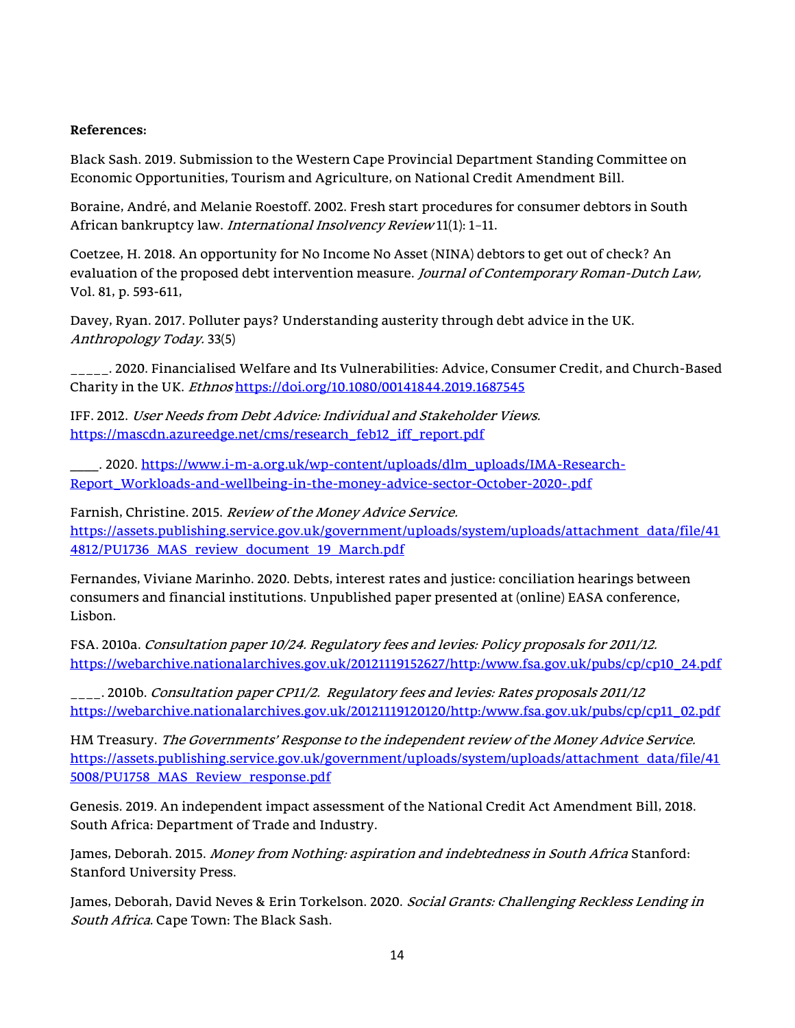**References:**

Black Sash. 2019. Submission to the Western Cape Provincial Department Standing Committee on Economic Opportunities, Tourism and Agriculture, on National Credit Amendment Bill.

Boraine, André, and Melanie Roestoff. 2002. Fresh start procedures for consumer debtors in South African bankruptcy law. *International Insolvency Review* 11(1): 1–11.

Coetzee, H. 2018. An opportunity for No Income No Asset (NINA) debtors to get out of check? An evaluation of the proposed debt intervention measure. *Journal of Contemporary Roman-Dutch Law,* Vol. 81, p. 593-611,

Davey, Ryan. 2017. Polluter pays? Understanding austerity through debt advice in the UK. *Anthropology Today.* 33(5)

_____. 2020. Financialised Welfare and Its Vulnerabilities: Advice, Consumer Credit, and Church-Based Charity in the UK. *Ethnos* https://doi.org/10.1080/00141844.2019.1687545

IFF. 2012. *User Needs from Debt Advice: Individual and Stakeholder Views.* https://mascdn.azureedge.net/cms/research_feb12_iff_report.pdf

____. 2020. https://www.i-m-a.org.uk/wp-content/uploads/dlm_uploads/IMA-Research-Report_Workloads-and-wellbeing-in-the-money-advice-sector-October-2020-.pdf

Farnish, Christine. 2015. *Review of the Money Advice Service.* https://assets.publishing.service.gov.uk/government/uploads/system/uploads/attachment_data/file/414812/PU1736_MAS_review_document_19_March.pdf

Fernandes, Viviane Marinho. 2020. Debts, interest rates and justice: conciliation hearings between consumers and financial institutions. Unpublished paper presented at (online) EASA conference, Lisbon.

FSA. 2010a. *Consultation paper 10/24. Regulatory fees and levies: Policy proposals for 2011/12.* https://webarchive.nationalarchives.gov.uk/20121119152627/http:/www.fsa.gov.uk/pubs/cp/cp10_24.pdf

____. 2010b. *Consultation paper CP11/2. Regulatory fees and levies: Rates proposals 2011/12* https://webarchive.nationalarchives.gov.uk/20121119120120/http:/www.fsa.gov.uk/pubs/cp/cp11_02.pdf

HM Treasury. *The Governments' Response to the independent review of the Money Advice Service.* https://assets.publishing.service.gov.uk/government/uploads/system/uploads/attachment_data/file/415008/PU1758_MAS_Review_response.pdf

Genesis. 2019. An independent impact assessment of the National Credit Act Amendment Bill, 2018. South Africa: Department of Trade and Industry.

James, Deborah. 2015. *Money from Nothing: aspiration and indebtedness in South Africa* Stanford: Stanford University Press.

James, Deborah, David Neves & Erin Torkelson. 2020. *Social Grants: Challenging Reckless Lending in South Africa*. Cape Town: The Black Sash.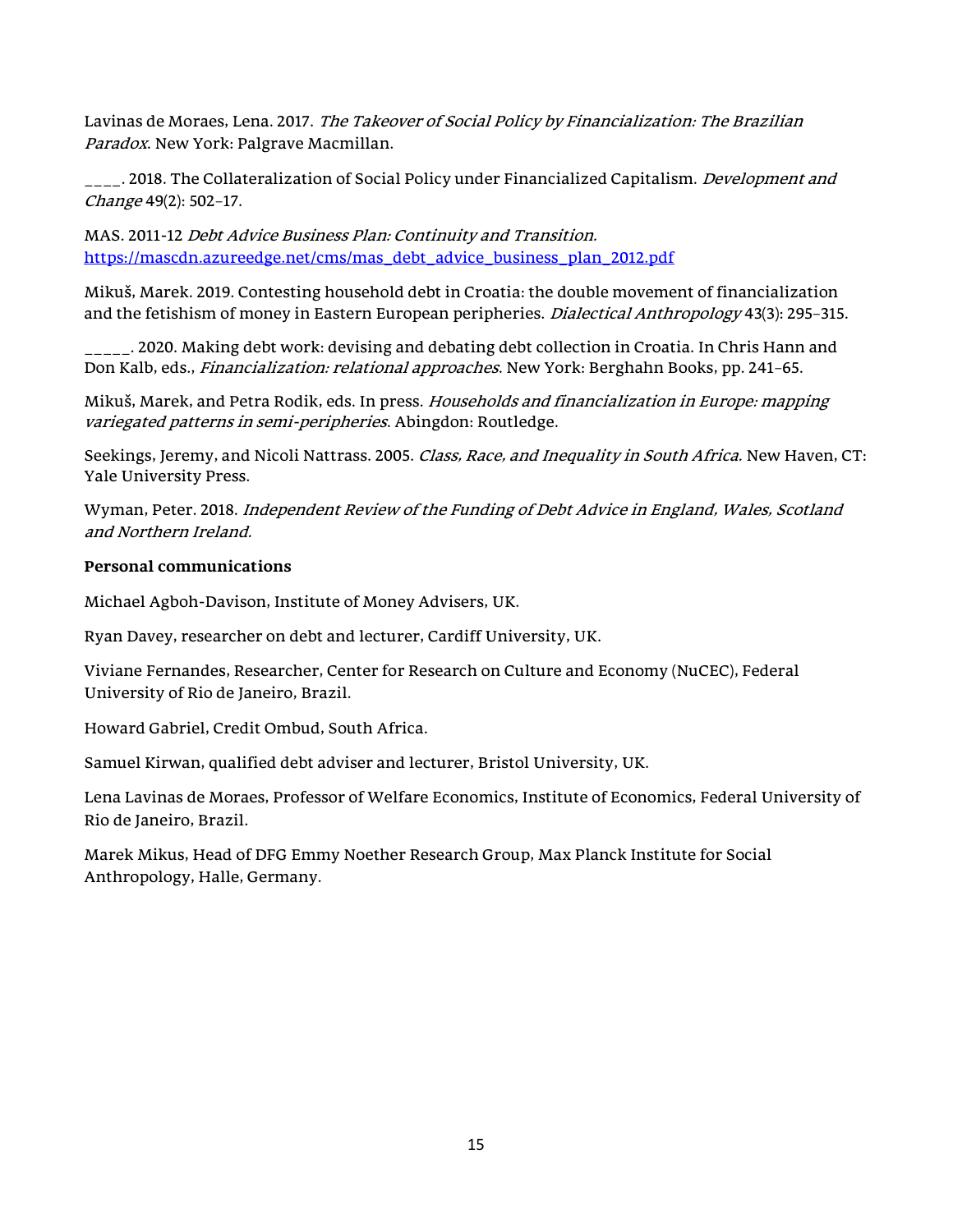Lavinas de Moraes, Lena. 2017. *The Takeover of Social Policy by Financialization: The Brazilian Paradox*. New York: Palgrave Macmillan.

____. 2018. The Collateralization of Social Policy under Financialized Capitalism. *Development and Change* 49(2): 502–17.

MAS. 2011-12 *Debt Advice Business Plan: Continuity and Transition.* https://mascdn.azureedge.net/cms/mas_debt_advice_business_plan_2012.pdf

Mikuš, Marek. 2019. Contesting household debt in Croatia: the double movement of financialization and the fetishism of money in Eastern European peripheries. *Dialectical Anthropology* 43(3): 295–315.

_____. 2020. Making debt work: devising and debating debt collection in Croatia. In Chris Hann and Don Kalb, eds., *Financialization: relational approaches*. New York: Berghahn Books, pp. 241–65.

Mikuš, Marek, and Petra Rodik, eds. In press. *Households and financialization in Europe: mapping variegated patterns in semi-peripheries*. Abingdon: Routledge.

Seekings, Jeremy, and Nicoli Nattrass. 2005. *Class, Race, and Inequality in South Africa.* New Haven, CT: Yale University Press.

Wyman, Peter. 2018. *Independent Review of the Funding of Debt Advice in England, Wales, Scotland and Northern Ireland.*

**Personal communications**

Michael Agboh-Davison, Institute of Money Advisers, UK.

Ryan Davey, researcher on debt and lecturer, Cardiff University, UK.

Viviane Fernandes, Researcher, Center for Research on Culture and Economy (NuCEC), Federal University of Rio de Janeiro, Brazil.

Howard Gabriel, Credit Ombud, South Africa.

Samuel Kirwan, qualified debt adviser and lecturer, Bristol University, UK.

Lena Lavinas de Moraes, Professor of Welfare Economics, Institute of Economics, Federal University of Rio de Janeiro, Brazil.

Marek Mikus, Head of DFG Emmy Noether Research Group, Max Planck Institute for Social Anthropology, Halle, Germany.